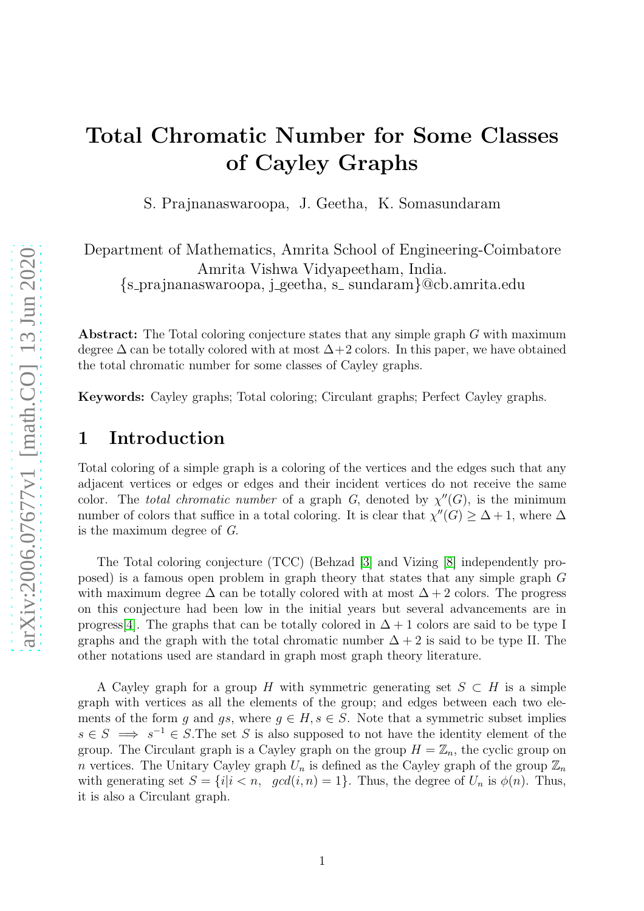# Total Chromatic Number for Some Classes of Cayley Graphs

S. Prajnanaswaroopa, J. Geetha, K. Somasundaram

Department of Mathematics, Amrita School of Engineering-Coimbatore
Amrita Vishwa Vidyapeetham, India.
{s_prajnanaswaroopa, j_geetha, s_ sundaram}@cb.amrita.edu

**Abstract:** The Total coloring conjecture states that any simple graph $G$ with maximum degree $\Delta$ can be totally colored with at most $\Delta+2$ colors. In this paper, we have obtained the total chromatic number for some classes of Cayley graphs.

**Keywords:** Cayley graphs; Total coloring; Circulant graphs; Perfect Cayley graphs.

## 1 Introduction

Total coloring of a simple graph is a coloring of the vertices and the edges such that any adjacent vertices or edges or edges and their incident vertices do not receive the same color. The *total chromatic number* of a graph $G$, denoted by $\chi''(G)$, is the minimum number of colors that suffice in a total coloring. It is clear that $\chi''(G) \geq \Delta+1$, where $\Delta$ is the maximum degree of $G$.

The Total coloring conjecture (TCC) (Behzad [3] and Vizing [8] independently proposed) is a famous open problem in graph theory that states that any simple graph $G$ with maximum degree $\Delta$ can be totally colored with at most $\Delta+2$ colors. The progress on this conjecture had been low in the initial years but several advancements are in progress[4]. The graphs that can be totally colored in $\Delta+1$ colors are said to be type I graphs and the graph with the total chromatic number $\Delta+2$ is said to be type II. The other notations used are standard in graph most graph theory literature.

A Cayley graph for a group $H$ with symmetric generating set $S \subset H$ is a simple graph with vertices as all the elements of the group; and edges between each two elements of the form $g$ and $gs$, where $g \in H, s \in S$. Note that a symmetric subset implies $s \in S \implies s^{-1} \in S$.The set $S$ is also supposed to not have the identity element of the group. The Circulant graph is a Cayley graph on the group $H = \mathbb{Z}_n$, the cyclic group on $n$ vertices. The Unitary Cayley graph $U_n$ is defined as the Cayley graph of the group $\mathbb{Z}_n$ with generating set $S = \{i | i < n, \quad gcd(i,n) = 1\}$. Thus, the degree of $U_n$ is $\phi(n)$. Thus, it is also a Circulant graph.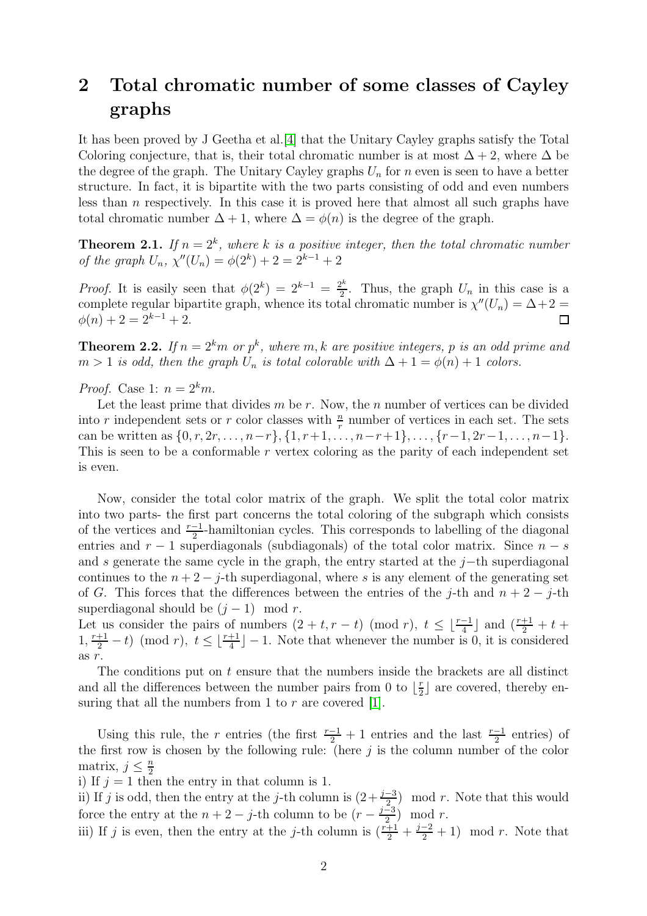## 2 Total chromatic number of some classes of Cayley graphs

It has been proved by J Geetha et al.[4] that the Unitary Cayley graphs satisfy the Total Coloring conjecture, that is, their total chromatic number is at most $\Delta + 2$, where $\Delta$ be the degree of the graph. The Unitary Cayley graphs $U_n$ for $n$ even is seen to have a better structure. In fact, it is bipartite with the two parts consisting of odd and even numbers less than $n$ respectively. In this case it is proved here that almost all such graphs have total chromatic number $\Delta + 1$, where $\Delta = \phi(n)$ is the degree of the graph.

**Theorem 2.1.** *If $n = 2^k$, where $k$ is a positive integer, then the total chromatic number of the graph $U_n$, $\chi''(U_n) = \phi(2^k) + 2 = 2^{k-1} + 2$*

*Proof.* It is easily seen that $\phi(2^k) = 2^{k-1} = \frac{2^k}{2}$. Thus, the graph $U_n$ in this case is a complete regular bipartite graph, whence its total chromatic number is $\chi''(U_n) = \Delta + 2 = \phi(n) + 2 = 2^{k-1} + 2$. □

**Theorem 2.2.** *If $n = 2^k m$ or $p^k$, where $m, k$ are positive integers, $p$ is an odd prime and $m > 1$ is odd, then the graph $U_n$ is total colorable with $\Delta + 1 = \phi(n) + 1$ colors.*

*Proof.* Case 1: $n = 2^k m$.

Let the least prime that divides $m$ be $r$. Now, the $n$ number of vertices can be divided into $r$ independent sets or $r$ color classes with $\frac{n}{r}$ number of vertices in each set. The sets can be written as $\{0, r, 2r, \ldots, n-r\}, \{1, r+1, \ldots, n-r+1\}, \ldots, \{r-1, 2r-1, \ldots, n-1\}$. This is seen to be a conformable $r$ vertex coloring as the parity of each independent set is even.

Now, consider the total color matrix of the graph. We split the total color matrix into two parts- the first part concerns the total coloring of the subgraph which consists of the vertices and $\frac{r-1}{2}$-hamiltonian cycles. This corresponds to labelling of the diagonal entries and $r - 1$ superdiagonals (subdiagonals) of the total color matrix. Since $n - s$ and $s$ generate the same cycle in the graph, the entry started at the $j$−th superdiagonal continues to the $n + 2 - j$-th superdiagonal, where $s$ is any element of the generating set of $G$. This forces that the differences between the entries of the $j$-th and $n + 2 - j$-th superdiagonal should be $(j - 1) \mod r$.
Let us consider the pairs of numbers $(2 + t, r - t) \pmod r$, $t \le \lfloor \frac{r-1}{4} \rfloor$ and $(\frac{r+1}{2} + t + 1, \frac{r+1}{2} - t) \pmod r$, $t \le \lfloor \frac{r+1}{4} \rfloor - 1$. Note that whenever the number is 0, it is considered as $r$.

The conditions put on $t$ ensure that the numbers inside the brackets are all distinct and all the differences between the number pairs from 0 to $\lfloor \frac{r}{2} \rfloor$ are covered, thereby ensuring that all the numbers from 1 to $r$ are covered [1].

Using this rule, the $r$ entries (the first $\frac{r-1}{2} + 1$ entries and the last $\frac{r-1}{2}$ entries) of the first row is chosen by the following rule: (here $j$ is the column number of the color matrix, $j \le \frac{n}{2}$
i) If $j = 1$ then the entry in that column is 1.
ii) If $j$ is odd, then the entry at the $j$-th column is $(2 + \frac{j-3}{2}) \mod r$. Note that this would force the entry at the $n + 2 - j$-th column to be $(r - \frac{j-3}{2}) \mod r$.
iii) If $j$ is even, then the entry at the $j$-th column is $(\frac{r+1}{2} + \frac{j-2}{2} + 1) \mod r$. Note that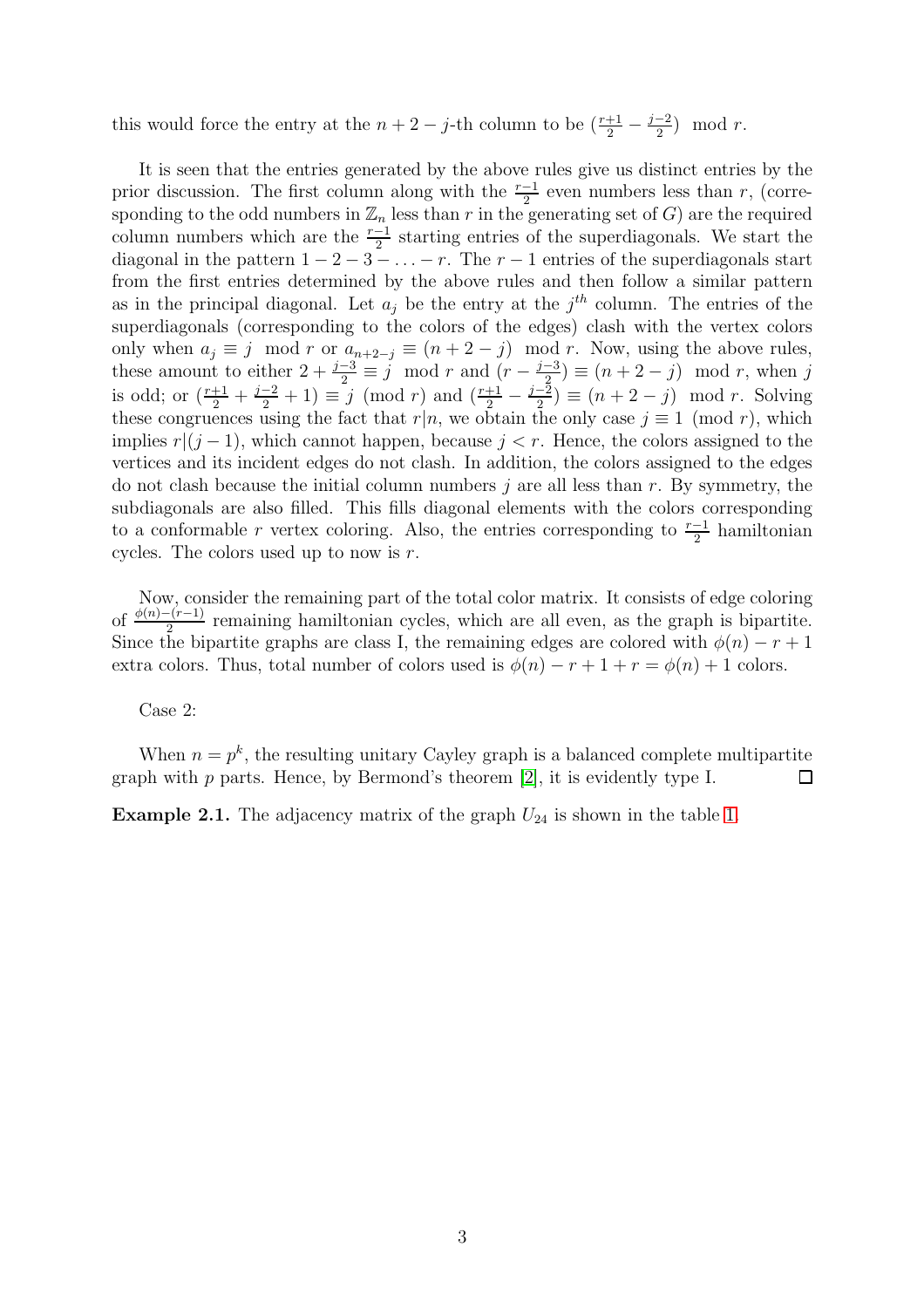this would force the entry at the $n+2-j$-th column to be $(\frac{r+1}{2} - \frac{j-2}{2}) \mod r$.

It is seen that the entries generated by the above rules give us distinct entries by the prior discussion. The first column along with the $\frac{r-1}{2}$ even numbers less than $r$, (corresponding to the odd numbers in $\mathbb{Z}_n$ less than $r$ in the generating set of $G$) are the required column numbers which are the $\frac{r-1}{2}$ starting entries of the superdiagonals. We start the diagonal in the pattern $1-2-3-\ldots-r$. The $r-1$ entries of the superdiagonals start from the first entries determined by the above rules and then follow a similar pattern as in the principal diagonal. Let $a_j$ be the entry at the $j^{th}$ column. The entries of the superdiagonals (corresponding to the colors of the edges) clash with the vertex colors only when $a_j \equiv j \mod r$ or $a_{n+2-j} \equiv (n+2-j) \mod r$. Now, using the above rules, these amount to either $2 + \frac{j-3}{2} \equiv j \mod r$ and $(r - \frac{j-3}{2}) \equiv (n+2-j) \mod r$, when $j$ is odd; or $(\frac{r+1}{2} + \frac{j-2}{2} + 1) \equiv j \pmod r$ and $(\frac{r+1}{2} - \frac{j-2}{2}) \equiv (n+2-j) \mod r$. Solving these congruences using the fact that $r|n$, we obtain the only case $j \equiv 1 \pmod r$, which implies $r|(j-1)$, which cannot happen, because $j < r$. Hence, the colors assigned to the vertices and its incident edges do not clash. In addition, the colors assigned to the edges do not clash because the initial column numbers $j$ are all less than $r$. By symmetry, the subdiagonals are also filled. This fills diagonal elements with the colors corresponding to a conformable $r$ vertex coloring. Also, the entries corresponding to $\frac{r-1}{2}$ hamiltonian cycles. The colors used up to now is $r$.

Now, consider the remaining part of the total color matrix. It consists of edge coloring of $\frac{\phi(n)-(r-1)}{2}$ remaining hamiltonian cycles, which are all even, as the graph is bipartite. Since the bipartite graphs are class I, the remaining edges are colored with $\phi(n) - r + 1$ extra colors. Thus, total number of colors used is $\phi(n) - r + 1 + r = \phi(n) + 1$ colors.

Case 2:

When $n = p^k$, the resulting unitary Cayley graph is a balanced complete multipartite graph with $p$ parts. Hence, by Bermond's theorem [2], it is evidently type I. □

**Example 2.1.** The adjacency matrix of the graph $U_{24}$ is shown in the table 1.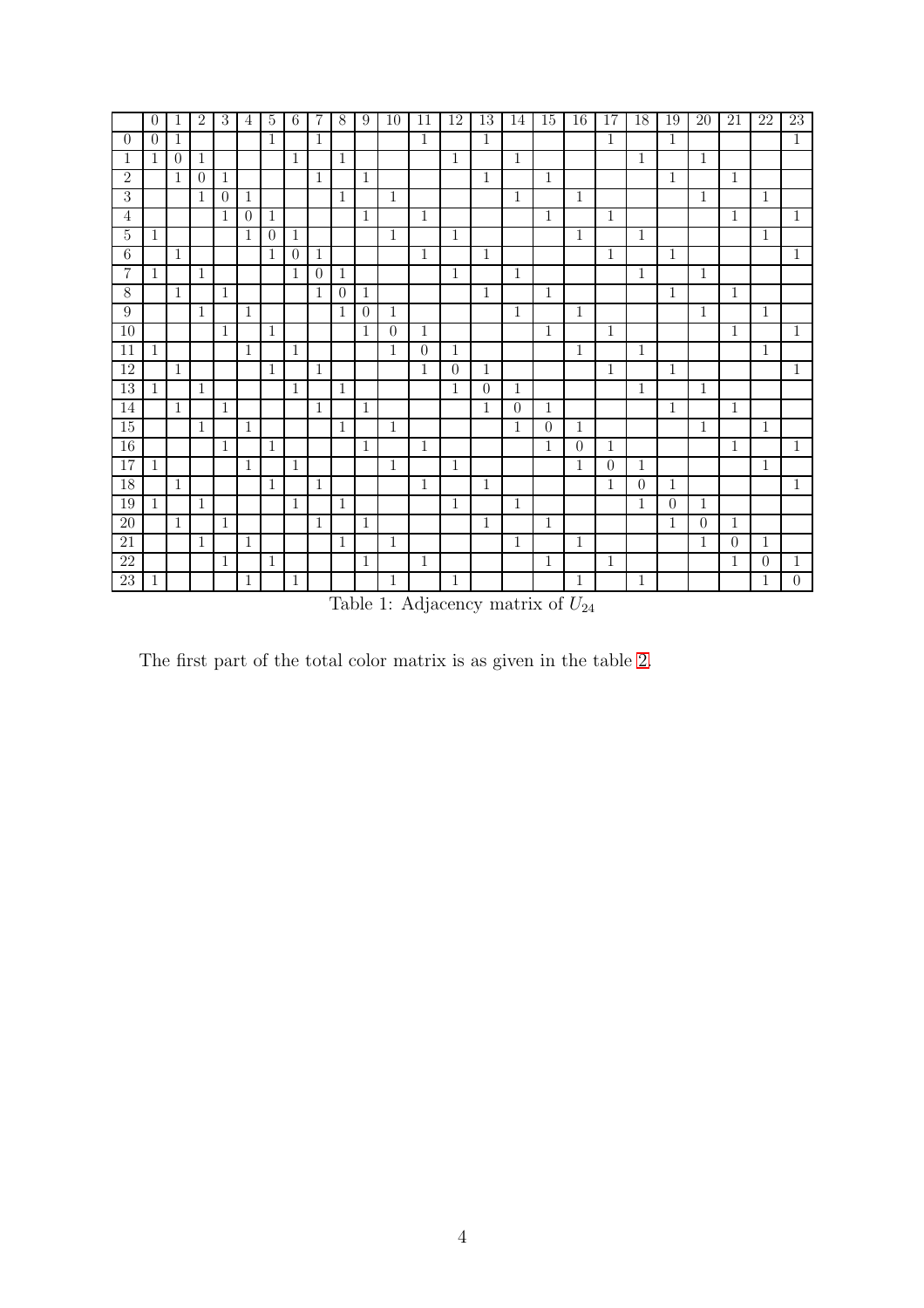| | 0 | 1 | 2 | 3 | 4 | 5 | 6 | 7 | 8 | 9 | 10 | 11 | 12 | 13 | 14 | 15 | 16 | 17 | 18 | 19 | 20 | 21 | 22 | 23 |
|---|---|---|---|---|---|---|---|---|---|---|---|---|---|---|---|---|---|---|---|---|---|---|---|---|
| 0 | 0 | 1 | | | | 1 | | 1 | | | | 1 | | 1 | | | | 1 | | 1 | | | | 1 |
| 1 | 1 | 0 | 1 | | | | 1 | | 1 | | | | 1 | | 1 | | | | 1 | | 1 | | | |
| 2 | | 1 | 0 | 1 | | | | 1 | | 1 | | | | 1 | | 1 | | | | 1 | | 1 | | |
| 3 | | | 1 | 0 | 1 | | | | 1 | | 1 | | | | 1 | | 1 | | | | 1 | | 1 | |
| 4 | | | | 1 | 0 | 1 | | | | 1 | | 1 | | | | 1 | | 1 | | | | 1 | | 1 |
| 5 | 1 | | | | 1 | 0 | 1 | | | | 1 | | 1 | | | | 1 | | 1 | | | | 1 | |
| 6 | | 1 | | | | 1 | 0 | 1 | | | | 1 | | 1 | | | | 1 | | 1 | | | | 1 |
| 7 | 1 | | 1 | | | | 1 | 0 | 1 | | | | 1 | | 1 | | | | 1 | | 1 | | | |
| 8 | | 1 | | 1 | | | | 1 | 0 | 1 | | | | 1 | | 1 | | | | 1 | | 1 | | |
| 9 | | | 1 | | 1 | | | | 1 | 0 | 1 | | | | 1 | | 1 | | | | 1 | | 1 | |
| 10 | | | | 1 | | 1 | | | | 1 | 0 | 1 | | | | 1 | | 1 | | | | 1 | | 1 |
| 11 | 1 | | | | 1 | | 1 | | | | 1 | 0 | 1 | | | | 1 | | 1 | | | | 1 | |
| 12 | | 1 | | | | 1 | | 1 | | | | 1 | 0 | 1 | | | | 1 | | 1 | | | | 1 |
| 13 | 1 | | 1 | | | | 1 | | 1 | | | | 1 | 0 | 1 | | | | 1 | | 1 | | | |
| 14 | | 1 | | 1 | | | | 1 | | 1 | | | | 1 | 0 | 1 | | | | 1 | | 1 | | |
| 15 | | | 1 | | 1 | | | | 1 | | 1 | | | | 1 | 0 | 1 | | | | 1 | | 1 | |
| 16 | | | | 1 | | 1 | | | | 1 | | 1 | | | | 1 | 0 | 1 | | | | 1 | | 1 |
| 17 | 1 | | | | 1 | | 1 | | | | 1 | | 1 | | | | 1 | 0 | 1 | | | | 1 | |
| 18 | | 1 | | | | 1 | | 1 | | | | 1 | | 1 | | | | 1 | 0 | 1 | | | | 1 |
| 19 | 1 | | 1 | | | | 1 | | 1 | | | | 1 | | 1 | | | | 1 | 0 | 1 | | | |
| 20 | | 1 | | 1 | | | | 1 | | 1 | | | | 1 | | 1 | | | | 1 | 0 | 1 | | |
| 21 | | | 1 | | 1 | | | | 1 | | 1 | | | | 1 | | 1 | | | | 1 | 0 | 1 | |
| 22 | | | | 1 | | 1 | | | | 1 | | 1 | | | | 1 | | 1 | | | | 1 | 0 | 1 |
| 23 | 1 | | | | 1 | | 1 | | | | 1 | | 1 | | | | 1 | | 1 | | | | 1 | 0 |

Table 1: Adjacency matrix of $U_{24}$

The first part of the total color matrix is as given in the table 2.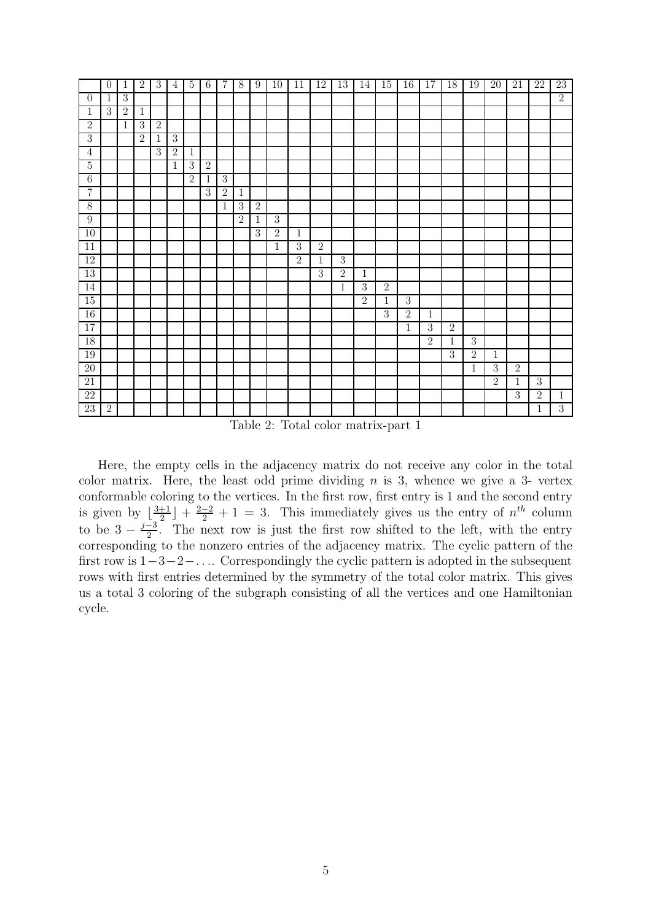|  | 0 | 1 | 2 | 3 | 4 | 5 | 6 | 7 | 8 | 9 | 10 | 11 | 12 | 13 | 14 | 15 | 16 | 17 | 18 | 19 | 20 | 21 | 22 | 23 |
|---|---|---|---|---|---|---|---|---|---|---|---|---|---|---|---|---|---|---|---|---|---|---|---|---|
| 0 | 1 | 3 |  |  |  |  |  |  |  |  |  |  |  |  |  |  |  |  |  |  |  |  |  | 2 |
| 1 | 3 | 2 | 1 |  |  |  |  |  |  |  |  |  |  |  |  |  |  |  |  |  |  |  |  |  |
| 2 |  | 1 | 3 | 2 |  |  |  |  |  |  |  |  |  |  |  |  |  |  |  |  |  |  |  |  |
| 3 |  |  | 2 | 1 | 3 |  |  |  |  |  |  |  |  |  |  |  |  |  |  |  |  |  |  |  |
| 4 |  |  |  | 3 | 2 | 1 |  |  |  |  |  |  |  |  |  |  |  |  |  |  |  |  |  |  |
| 5 |  |  |  |  | 1 | 3 | 2 |  |  |  |  |  |  |  |  |  |  |  |  |  |  |  |  |  |
| 6 |  |  |  |  |  | 2 | 1 | 3 |  |  |  |  |  |  |  |  |  |  |  |  |  |  |  |  |
| 7 |  |  |  |  |  |  | 3 | 2 | 1 |  |  |  |  |  |  |  |  |  |  |  |  |  |  |  |
| 8 |  |  |  |  |  |  |  | 1 | 3 | 2 |  |  |  |  |  |  |  |  |  |  |  |  |  |  |
| 9 |  |  |  |  |  |  |  |  | 2 | 1 | 3 |  |  |  |  |  |  |  |  |  |  |  |  |  |
| 10 |  |  |  |  |  |  |  |  |  | 3 | 2 | 1 |  |  |  |  |  |  |  |  |  |  |  |  |
| 11 |  |  |  |  |  |  |  |  |  |  | 1 | 3 | 2 |  |  |  |  |  |  |  |  |  |  |  |
| 12 |  |  |  |  |  |  |  |  |  |  |  | 2 | 1 | 3 |  |  |  |  |  |  |  |  |  |  |
| 13 |  |  |  |  |  |  |  |  |  |  |  |  | 3 | 2 | 1 |  |  |  |  |  |  |  |  |  |
| 14 |  |  |  |  |  |  |  |  |  |  |  |  |  | 1 | 3 | 2 |  |  |  |  |  |  |  |  |
| 15 |  |  |  |  |  |  |  |  |  |  |  |  |  |  | 2 | 1 | 3 |  |  |  |  |  |  |  |
| 16 |  |  |  |  |  |  |  |  |  |  |  |  |  |  |  | 3 | 2 | 1 |  |  |  |  |  |  |
| 17 |  |  |  |  |  |  |  |  |  |  |  |  |  |  |  |  | 1 | 3 | 2 |  |  |  |  |  |
| 18 |  |  |  |  |  |  |  |  |  |  |  |  |  |  |  |  |  | 2 | 1 | 3 |  |  |  |  |
| 19 |  |  |  |  |  |  |  |  |  |  |  |  |  |  |  |  |  |  | 3 | 2 | 1 |  |  |  |
| 20 |  |  |  |  |  |  |  |  |  |  |  |  |  |  |  |  |  |  |  | 1 | 3 | 2 |  |  |
| 21 |  |  |  |  |  |  |  |  |  |  |  |  |  |  |  |  |  |  |  |  | 2 | 1 | 3 |  |
| 22 |  |  |  |  |  |  |  |  |  |  |  |  |  |  |  |  |  |  |  |  |  | 3 | 2 | 1 |
| 23 | 2 |  |  |  |  |  |  |  |  |  |  |  |  |  |  |  |  |  |  |  |  |  | 1 | 3 |

Table 2: Total color matrix-part 1

Here, the empty cells in the adjacency matrix do not receive any color in the total color matrix. Here, the least odd prime dividing $n$ is 3, whence we give a 3- vertex conformable coloring to the vertices. In the first row, first entry is 1 and the second entry is given by $\lfloor \frac{3+1}{2} \rfloor + \frac{2-2}{2} + 1 = 3$. This immediately gives us the entry of $n^{th}$ column to be $3 - \frac{j-3}{2}$. The next row is just the first row shifted to the left, with the entry corresponding to the nonzero entries of the adjacency matrix. The cyclic pattern of the first row is $1-3-2-\ldots$. Correspondingly the cyclic pattern is adopted in the subsequent rows with first entries determined by the symmetry of the total color matrix. This gives us a total 3 coloring of the subgraph consisting of all the vertices and one Hamiltonian cycle.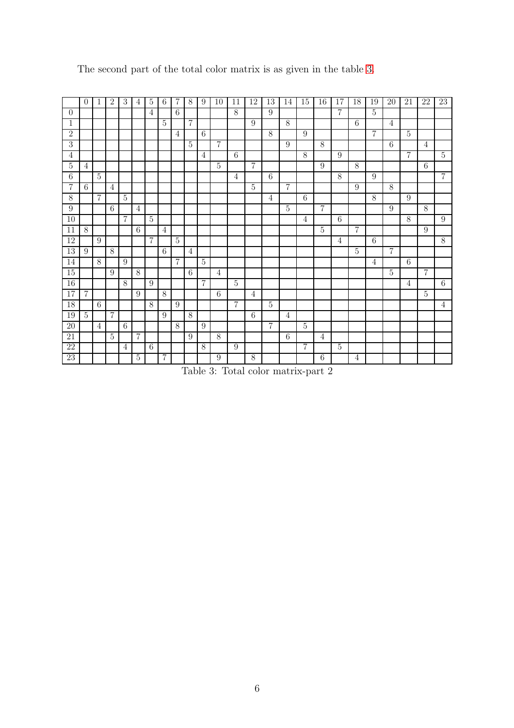The second part of the total color matrix is as given in the table 3.

| | 0 | 1 | 2 | 3 | 4 | 5 | 6 | 7 | 8 | 9 | 10 | 11 | 12 | 13 | 14 | 15 | 16 | 17 | 18 | 19 | 20 | 21 | 22 | 23 |
|---|---|---|---|---|---|---|---|---|---|---|---|---|---|---|---|---|---|---|---|---|---|---|---|---|
| 0 | | | | | | 4 | | 6 | | | | 8 | | 9 | | | | 7 | | 5 | | | | |
| 1 | | | | | | | 5 | | 7 | | | | 9 | | 8 | | | | 6 | | 4 | | | |
| 2 | | | | | | | | 4 | | 6 | | | | 8 | | 9 | | | | 7 | | 5 | | |
| 3 | | | | | | | | | 5 | | 7 | | | | 9 | | 8 | | | | 6 | | 4 | |
| 4 | | | | | | | | | | 4 | | 6 | | | | 8 | | 9 | | | | 7 | | 5 |
| 5 | 4 | | | | | | | | | | 5 | | 7 | | | | 9 | | 8 | | | | 6 | |
| 6 | | 5 | | | | | | | | | | 4 | | 6 | | | | 8 | | 9 | | | | 7 |
| 7 | 6 | | 4 | | | | | | | | | | 5 | | 7 | | | | 9 | | 8 | | | |
| 8 | | 7 | | 5 | | | | | | | | | | 4 | | 6 | | | | 8 | | 9 | | |
| 9 | | | 6 | | 4 | | | | | | | | | | 5 | | 7 | | | | 9 | | 8 | |
| 10 | | | | 7 | | 5 | | | | | | | | | | 4 | | 6 | | | | 8 | | 9 |
| 11 | 8 | | | | 6 | | 4 | | | | | | | | | | 5 | | 7 | | | | 9 | |
| 12 | | 9 | | | | 7 | | 5 | | | | | | | | | | 4 | | 6 | | | | 8 |
| 13 | 9 | | 8 | | | | 6 | | 4 | | | | | | | | | | 5 | | 7 | | | |
| 14 | | 8 | | 9 | | | | 7 | | 5 | | | | | | | | | | 4 | | 6 | | |
| 15 | | | 9 | | 8 | | | | 6 | | 4 | | | | | | | | | | 5 | | 7 | |
| 16 | | | | 8 | | 9 | | | | 7 | | 5 | | | | | | | | | | 4 | | 6 |
| 17 | 7 | | | | 9 | | 8 | | | | 6 | | 4 | | | | | | | | | | 5 | |
| 18 | | 6 | | | | 8 | | 9 | | | | 7 | | 5 | | | | | | | | | | 4 |
| 19 | 5 | | 7 | | | | 9 | | 8 | | | | 6 | | 4 | | | | | | | | | |
| 20 | | 4 | | 6 | | | | 8 | | 9 | | | | 7 | | 5 | | | | | | | | |
| 21 | | | 5 | | 7 | | | | 9 | | 8 | | | | 6 | | 4 | | | | | | | |
| 22 | | | | 4 | | 6 | | | | 8 | | 9 | | | | 7 | | 5 | | | | | | |
| 23 | | | | | 5 | | 7 | | | | 9 | | 8 | | | | 6 | | 4 | | | | | |

Table 3: Total color matrix-part 2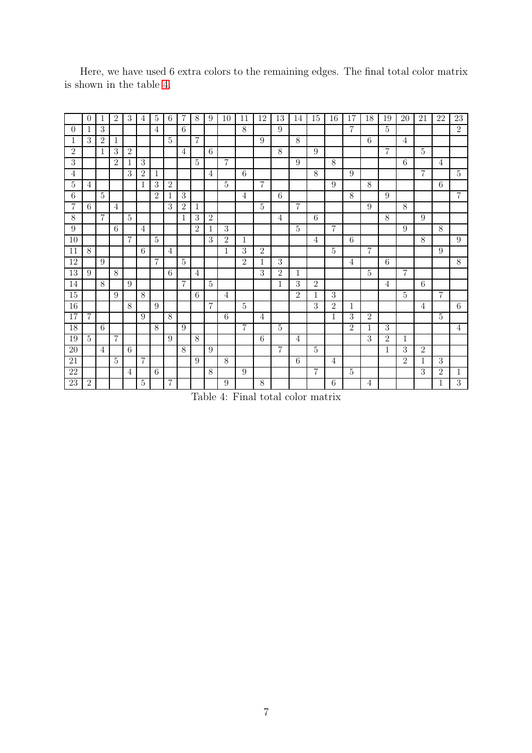Here, we have used 6 extra colors to the remaining edges. The final total color matrix is shown in the table 4.

| | 0 | 1 | 2 | 3 | 4 | 5 | 6 | 7 | 8 | 9 | 10 | 11 | 12 | 13 | 14 | 15 | 16 | 17 | 18 | 19 | 20 | 21 | 22 | 23 |
|---|---|---|---|---|---|---|---|---|---|---|---|---|---|---|---|---|---|---|---|---|---|---|---|---|
| 0 | 1 | 3 | | | | 4 | | 6 | | | | 8 | | 9 | | | | 7 | | 5 | | | | 2 |
| 1 | 3 | 2 | 1 | | | | 5 | | 7 | | | | 9 | | 8 | | | | 6 | | 4 | | | |
| 2 | | 1 | 3 | 2 | | | | 4 | | 6 | | | | 8 | | 9 | | | | 7 | | 5 | | |
| 3 | | | 2 | 1 | 3 | | | | 5 | | 7 | | | | 9 | | 8 | | | | 6 | | 4 | |
| 4 | | | | 3 | 2 | 1 | | | | 4 | | 6 | | | | 8 | | 9 | | | | 7 | | 5 |
| 5 | 4 | | | | 1 | 3 | 2 | | | | 5 | | 7 | | | | 9 | | 8 | | | | 6 | |
| 6 | | 5 | | | | 2 | 1 | 3 | | | | 4 | | 6 | | | | 8 | | 9 | | | | 7 |
| 7 | 6 | | 4 | | | | 3 | 2 | 1 | | | | 5 | | 7 | | | | 9 | | 8 | | | |
| 8 | | 7 | | 5 | | | | 1 | 3 | 2 | | | | 4 | | 6 | | | | 8 | | 9 | | |
| 9 | | | 6 | | 4 | | | | 2 | 1 | 3 | | | | 5 | | 7 | | | | 9 | | 8 | |
| 10 | | | | 7 | | 5 | | | | 3 | 2 | 1 | | | | 4 | | 6 | | | | 8 | | 9 |
| 11 | 8 | | | | 6 | | 4 | | | | 1 | 3 | 2 | | | | 5 | | 7 | | | | 9 | |
| 12 | | 9 | | | | 7 | | 5 | | | | 2 | 1 | 3 | | | | 4 | | 6 | | | | 8 |
| 13 | 9 | | 8 | | | | 6 | | 4 | | | | 3 | 2 | 1 | | | | 5 | | 7 | | | |
| 14 | | 8 | | 9 | | | | 7 | | 5 | | | | 1 | 3 | 2 | | | | 4 | | 6 | | |
| 15 | | | 9 | | 8 | | | | 6 | | 4 | | | | 2 | 1 | 3 | | | | 5 | | 7 | |
| 16 | | | | 8 | | 9 | | | | 7 | | 5 | | | | 3 | 2 | 1 | | | | 4 | | 6 |
| 17 | 7 | | | | 9 | | 8 | | | | 6 | | 4 | | | | 1 | 3 | 2 | | | | 5 | |
| 18 | | 6 | | | | 8 | | 9 | | | | 7 | | 5 | | | | 2 | 1 | 3 | | | | 4 |
| 19 | 5 | | 7 | | | | 9 | | 8 | | | | 6 | | 4 | | | | 3 | 2 | 1 | | | |
| 20 | | 4 | | 6 | | | | 8 | | 9 | | | | 7 | | 5 | | | | 1 | 3 | 2 | | |
| 21 | | | 5 | | 7 | | | | 9 | | 8 | | | | 6 | | 4 | | | | 2 | 1 | 3 | |
| 22 | | | | 4 | | 6 | | | | 8 | | 9 | | | | 7 | | 5 | | | | 3 | 2 | 1 |
| 23 | 2 | | | | 5 | | 7 | | | | 9 | | 8 | | | | 6 | | 4 | | | | 1 | 3 |

Table 4: Final total color matrix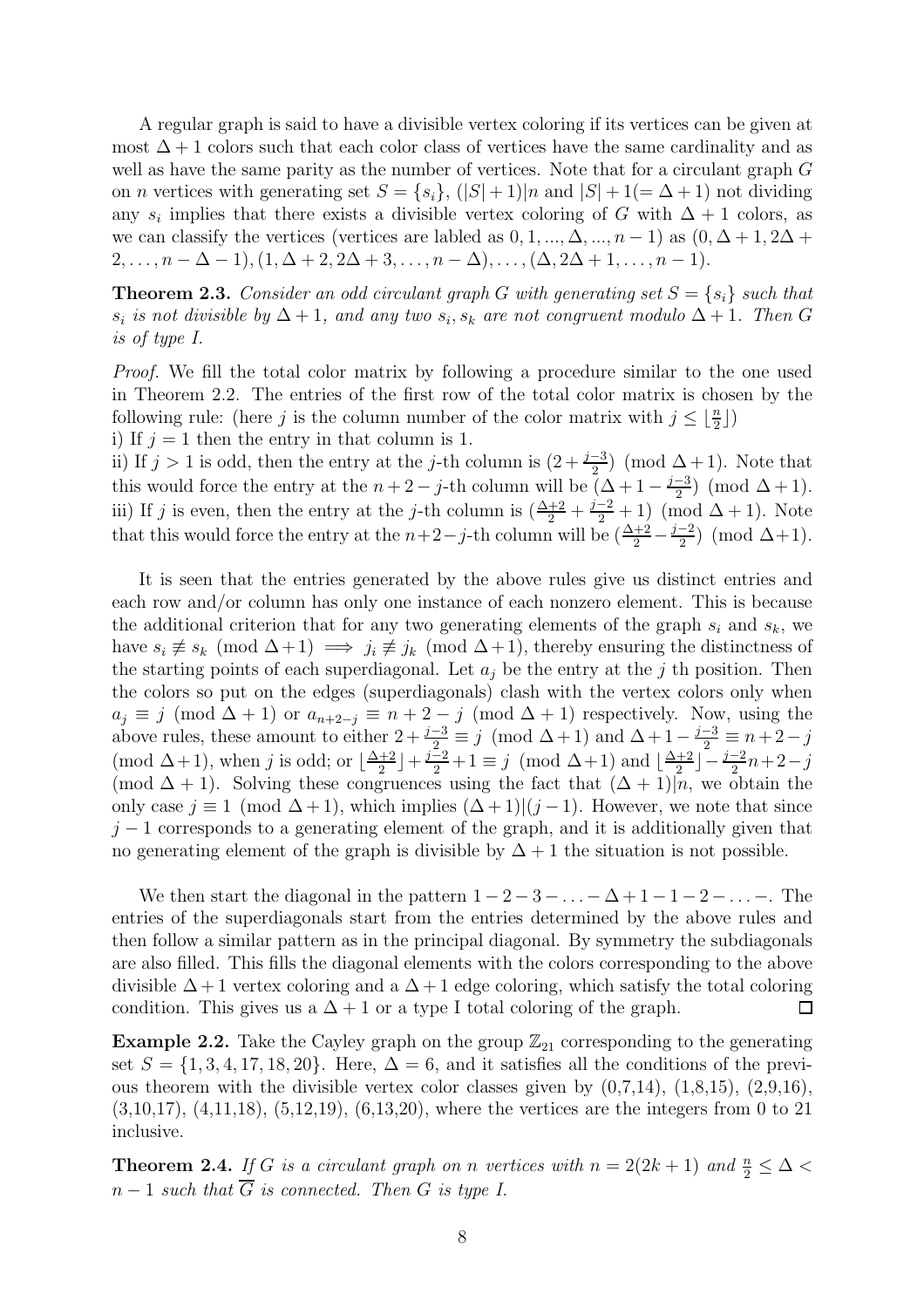A regular graph is said to have a divisible vertex coloring if its vertices can be given at most $\Delta + 1$ colors such that each color class of vertices have the same cardinality and as well as have the same parity as the number of vertices. Note that for a circulant graph $G$ on $n$ vertices with generating set $S = \{s_i\}$, $(|S|+1)|n$ and $|S|+1 (= \Delta+1)$ not dividing any $s_i$ implies that there exists a divisible vertex coloring of $G$ with $\Delta + 1$ colors, as we can classify the vertices (vertices are labled as $0, 1, ..., \Delta, ..., n-1$) as $(0, \Delta+1, 2\Delta+2, \ldots, n-\Delta-1), (1, \Delta+2, 2\Delta+3, \ldots, n-\Delta), \ldots, (\Delta, 2\Delta+1, \ldots, n-1)$.

**Theorem 2.3.** *Consider an odd circulant graph $G$ with generating set $S = \{s_i\}$ such that $s_i$ is not divisible by $\Delta + 1$, and any two $s_i, s_k$ are not congruent modulo $\Delta + 1$. Then $G$ is of type I.*

*Proof.* We fill the total color matrix by following a procedure similar to the one used in Theorem 2.2. The entries of the first row of the total color matrix is chosen by the following rule: (here $j$ is the column number of the color matrix with $j \leq \lfloor \frac{n}{2} \rfloor$)
i) If $j = 1$ then the entry in that column is 1.
ii) If $j > 1$ is odd, then the entry at the $j$-th column is $(2 + \frac{j-3}{2}) \pmod{\Delta+1}$. Note that this would force the entry at the $n+2-j$-th column will be $(\Delta+1-\frac{j-3}{2}) \pmod{\Delta+1}$.
iii) If $j$ is even, then the entry at the $j$-th column is $(\frac{\Delta+2}{2} + \frac{j-2}{2} + 1) \pmod{\Delta+1}$. Note that this would force the entry at the $n+2-j$-th column will be $(\frac{\Delta+2}{2} - \frac{j-2}{2}) \pmod{\Delta+1}$.

It is seen that the entries generated by the above rules give us distinct entries and each row and/or column has only one instance of each nonzero element. This is because the additional criterion that for any two generating elements of the graph $s_i$ and $s_k$, we have $s_i \not\equiv s_k \pmod{\Delta+1} \implies j_i \not\equiv j_k \pmod{\Delta+1}$, thereby ensuring the distinctness of the starting points of each superdiagonal. Let $a_j$ be the entry at the $j$ th position. Then the colors so put on the edges (superdiagonals) clash with the vertex colors only when $a_j \equiv j \pmod{\Delta+1}$ or $a_{n+2-j} \equiv n+2-j \pmod{\Delta+1}$ respectively. Now, using the above rules, these amount to either $2 + \frac{j-3}{2} \equiv j \pmod{\Delta+1}$ and $\Delta+1-\frac{j-3}{2} \equiv n+2-j \pmod{\Delta+1}$, when $j$ is odd; or $\lfloor \frac{\Delta+2}{2} \rfloor + \frac{j-2}{2} + 1 \equiv j \pmod{\Delta+1}$ and $\lfloor \frac{\Delta+2}{2} \rfloor - \frac{j-2}{2} n+2-j \pmod{\Delta+1}$. Solving these congruences using the fact that $(\Delta+1)|n$, we obtain the only case $j \equiv 1 \pmod{\Delta+1}$, which implies $(\Delta+1)|(j-1)$. However, we note that since $j-1$ corresponds to a generating element of the graph, and it is additionally given that no generating element of the graph is divisible by $\Delta+1$ the situation is not possible.

We then start the diagonal in the pattern $1-2-3-\ldots-\Delta+1-1-2-\ldots-$. The entries of the superdiagonals start from the entries determined by the above rules and then follow a similar pattern as in the principal diagonal. By symmetry the subdiagonals are also filled. This fills the diagonal elements with the colors corresponding to the above divisible $\Delta+1$ vertex coloring and a $\Delta+1$ edge coloring, which satisfy the total coloring condition. This gives us a $\Delta+1$ or a type I total coloring of the graph. $\square$

**Example 2.2.** Take the Cayley graph on the group $\mathbb{Z}_{21}$ corresponding to the generating set $S = \{1, 3, 4, 17, 18, 20\}$. Here, $\Delta = 6$, and it satisfies all the conditions of the previous theorem with the divisible vertex color classes given by (0,7,14), (1,8,15), (2,9,16), (3,10,17), (4,11,18), (5,12,19), (6,13,20), where the vertices are the integers from 0 to 21 inclusive.

**Theorem 2.4.** *If $G$ is a circulant graph on $n$ vertices with $n = 2(2k+1)$ and $\frac{n}{2} \leq \Delta < n-1$ such that $\overline{G}$ is connected. Then $G$ is type I.*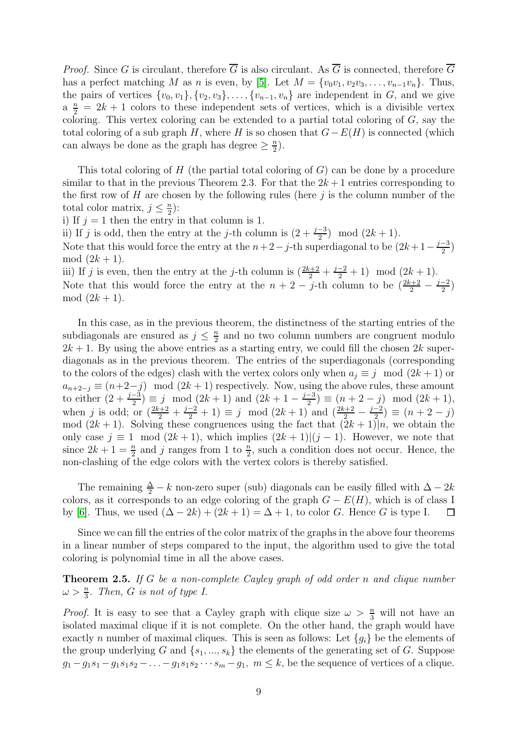*Proof.* Since $G$ is circulant, therefore $\overline{G}$ is also circulant. As $\overline{G}$ is connected, therefore $\overline{G}$ has a perfect matching $M$ as $n$ is even, by [5]. Let $M = \{v_0v_1, v_2v_3, \ldots, v_{n-1}v_n\}$. Thus, the pairs of vertices $\{v_0, v_1\}, \{v_2, v_3\}, \ldots, \{v_{n-1}, v_n\}$ are independent in $G$, and we give a $\frac{n}{2} = 2k+1$ colors to these independent sets of vertices, which is a divisible vertex coloring. This vertex coloring can be extended to a partial total coloring of $G$, say the total coloring of a sub graph $H$, where $H$ is so chosen that $G - E(H)$ is connected (which can always be done as the graph has degree $\geq \frac{n}{2}$).

This total coloring of $H$ (the partial total coloring of $G$) can be done by a procedure similar to that in the previous Theorem 2.3. For that the $2k+1$ entries corresponding to the first row of $H$ are chosen by the following rules (here $j$ is the column number of the total color matrix, $j \leq \frac{n}{2}$):

i) If $j = 1$ then the entry in that column is 1.

ii) If $j$ is odd, then the entry at the $j$-th column is $(2 + \frac{j-3}{2}) \mod (2k+1)$.
Note that this would force the entry at the $n+2-j$-th superdiagonal to be $(2k+1-\frac{j-3}{2}) \mod (2k+1)$.

iii) If $j$ is even, then the entry at the $j$-th column is $(\frac{2k+2}{2} + \frac{j-2}{2} + 1) \mod (2k+1)$.
Note that this would force the entry at the $n+2-j$-th column to be $(\frac{2k+2}{2} - \frac{j-2}{2}) \mod (2k+1)$.

In this case, as in the previous theorem, the distinctness of the starting entries of the subdiagonals are ensured as $j \leq \frac{n}{2}$ and no two column numbers are congruent modulo $2k+1$. By using the above entries as a starting entry, we could fill the chosen $2k$ superdiagonals as in the previous theorem. The entries of the superdiagonals (corresponding to the colors of the edges) clash with the vertex colors only when $a_j \equiv j \mod (2k+1)$ or $a_{n+2-j} \equiv (n+2-j) \mod (2k+1)$ respectively. Now, using the above rules, these amount to either $(2 + \frac{j-3}{2}) \equiv j \mod (2k+1)$ and $(2k+1-\frac{j-3}{2}) \equiv (n+2-j) \mod (2k+1)$, when $j$ is odd; or $(\frac{2k+2}{2} + \frac{j-2}{2} + 1) \equiv j \mod (2k+1)$ and $(\frac{2k+2}{2} - \frac{j-2}{2}) \equiv (n+2-j) \mod (2k+1)$. Solving these congruences using the fact that $(2k+1)|n$, we obtain the only case $j \equiv 1 \mod (2k+1)$, which implies $(2k+1)|(j-1)$. However, we note that since $2k+1 = \frac{n}{2}$ and $j$ ranges from 1 to $\frac{n}{2}$, such a condition does not occur. Hence, the non-clashing of the edge colors with the vertex colors is thereby satisfied.

The remaining $\frac{\Delta}{2} - k$ non-zero super (sub) diagonals can be easily filled with $\Delta - 2k$ colors, as it corresponds to an edge coloring of the graph $G - E(H)$, which is of class I by [6]. Thus, we used $(\Delta - 2k) + (2k+1) = \Delta + 1$, to color $G$. Hence $G$ is type I. ☐

Since we can fill the entries of the color matrix of the graphs in the above four theorems in a linear number of steps compared to the input, the algorithm used to give the total coloring is polynomial time in all the above cases.

**Theorem 2.5.** *If $G$ be a non-complete Cayley graph of odd order $n$ and clique number $\omega > \frac{n}{3}$. Then, $G$ is not of type I.*

*Proof.* It is easy to see that a Cayley graph with clique size $\omega > \frac{n}{3}$ will not have an isolated maximal clique if it is not complete. On the other hand, the graph would have exactly $n$ number of maximal cliques. This is seen as follows: Let $\{g_i\}$ be the elements of the group underlying $G$ and $\{s_1, ..., s_k\}$ the elements of the generating set of $G$. Suppose $g_1 - g_1s_1 - g_1s_1s_2 - \ldots - g_1s_1s_2 \cdots s_m - g_1$, $m \leq k$, be the sequence of vertices of a clique.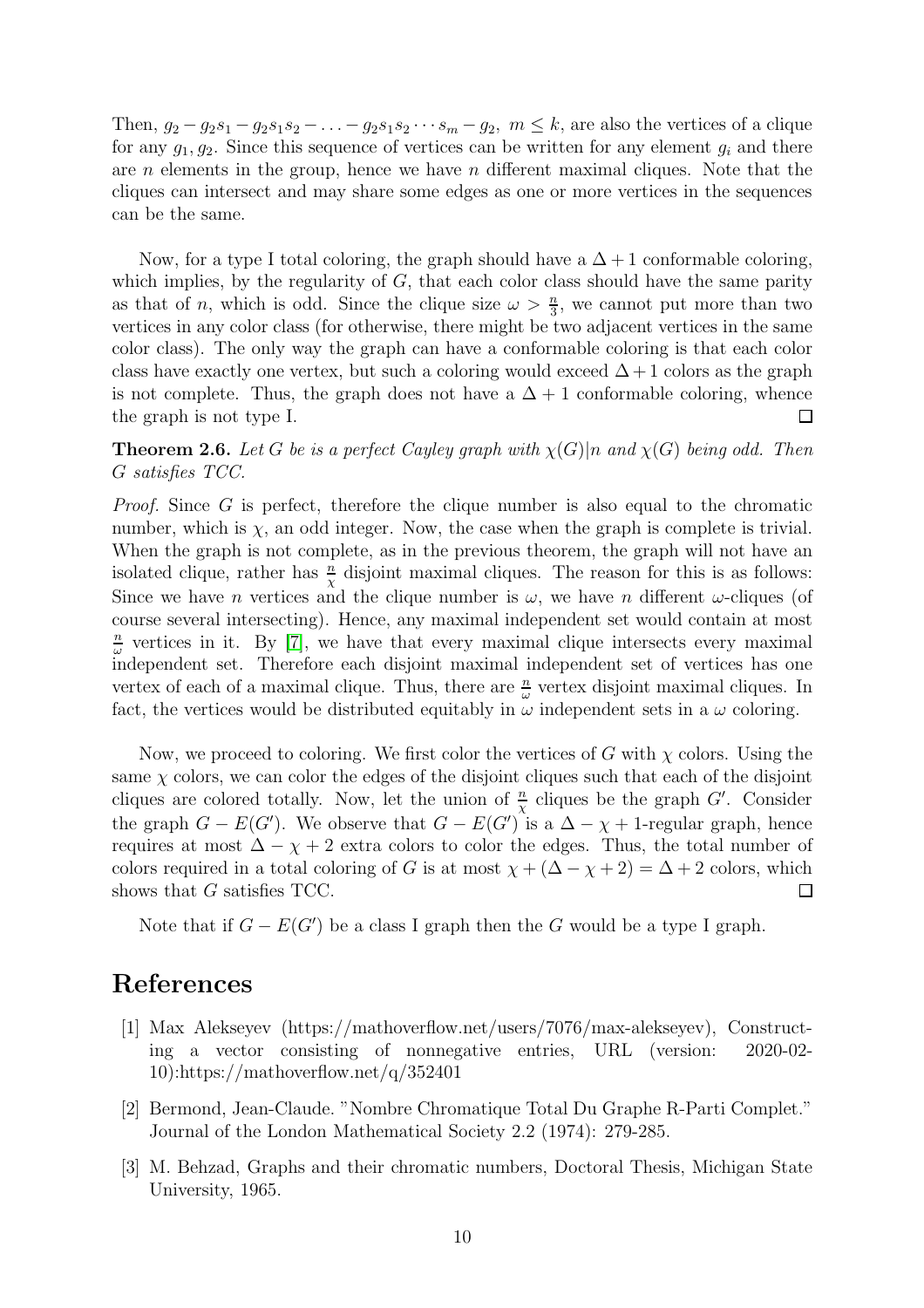Then, $g_2 - g_2s_1 - g_2s_1s_2 - \ldots - g_2s_1s_2 \cdots s_m - g_2,\ m \leq k$, are also the vertices of a clique for any $g_1, g_2$. Since this sequence of vertices can be written for any element $g_i$ and there are $n$ elements in the group, hence we have $n$ different maximal cliques. Note that the cliques can intersect and may share some edges as one or more vertices in the sequences can be the same.

Now, for a type I total coloring, the graph should have a $\Delta + 1$ conformable coloring, which implies, by the regularity of $G$, that each color class should have the same parity as that of $n$, which is odd. Since the clique size $\omega > \frac{n}{3}$, we cannot put more than two vertices in any color class (for otherwise, there might be two adjacent vertices in the same color class). The only way the graph can have a conformable coloring is that each color class have exactly one vertex, but such a coloring would exceed $\Delta + 1$ colors as the graph is not complete. Thus, the graph does not have a $\Delta + 1$ conformable coloring, whence the graph is not type I. $\square$

**Theorem 2.6.** *Let $G$ be is a perfect Cayley graph with $\chi(G)|n$ and $\chi(G)$ being odd. Then $G$ satisfies TCC.*

*Proof.* Since $G$ is perfect, therefore the clique number is also equal to the chromatic number, which is $\chi$, an odd integer. Now, the case when the graph is complete is trivial. When the graph is not complete, as in the previous theorem, the graph will not have an isolated clique, rather has $\frac{n}{\chi}$ disjoint maximal cliques. The reason for this is as follows: Since we have $n$ vertices and the clique number is $\omega$, we have $n$ different $\omega$-cliques (of course several intersecting). Hence, any maximal independent set would contain at most $\frac{n}{\omega}$ vertices in it. By [7], we have that every maximal clique intersects every maximal independent set. Therefore each disjoint maximal independent set of vertices has one vertex of each of a maximal clique. Thus, there are $\frac{n}{\omega}$ vertex disjoint maximal cliques. In fact, the vertices would be distributed equitably in $\omega$ independent sets in a $\omega$ coloring.

Now, we proceed to coloring. We first color the vertices of $G$ with $\chi$ colors. Using the same $\chi$ colors, we can color the edges of the disjoint cliques such that each of the disjoint cliques are colored totally. Now, let the union of $\frac{n}{\chi}$ cliques be the graph $G'$. Consider the graph $G - E(G')$. We observe that $G - E(G')$ is a $\Delta - \chi + 1$-regular graph, hence requires at most $\Delta - \chi + 2$ extra colors to color the edges. Thus, the total number of colors required in a total coloring of $G$ is at most $\chi + (\Delta - \chi + 2) = \Delta + 2$ colors, which shows that $G$ satisfies TCC. $\square$

Note that if $G - E(G')$ be a class I graph then the $G$ would be a type I graph.

# References

[1] Max Alekseyev (https://mathoverflow.net/users/7076/max-alekseyev), Constructing a vector consisting of nonnegative entries, URL (version: 2020-02-10):https://mathoverflow.net/q/352401

[2] Bermond, Jean-Claude. "Nombre Chromatique Total Du Graphe R-Parti Complet." Journal of the London Mathematical Society 2.2 (1974): 279-285.

[3] M. Behzad, Graphs and their chromatic numbers, Doctoral Thesis, Michigan State University, 1965.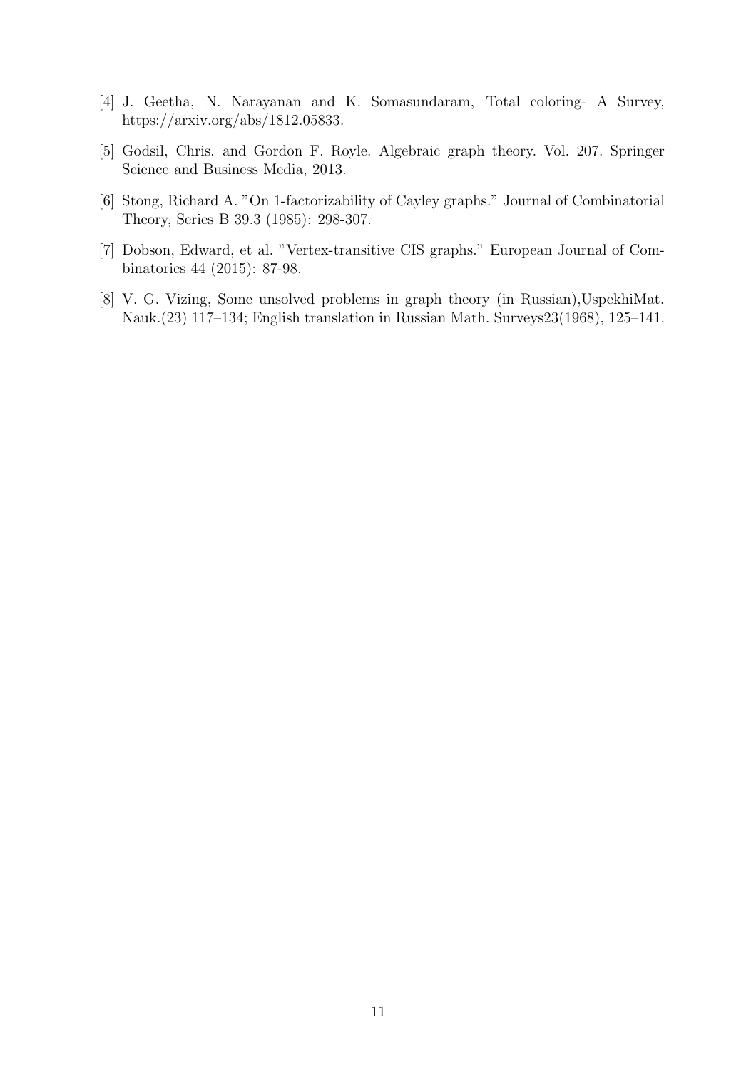[4] J. Geetha, N. Narayanan and K. Somasundaram, Total coloring- A Survey, https://arxiv.org/abs/1812.05833.

[5] Godsil, Chris, and Gordon F. Royle. Algebraic graph theory. Vol. 207. Springer Science and Business Media, 2013.

[6] Stong, Richard A. "On 1-factorizability of Cayley graphs." Journal of Combinatorial Theory, Series B 39.3 (1985): 298-307.

[7] Dobson, Edward, et al. "Vertex-transitive CIS graphs." European Journal of Combinatorics 44 (2015): 87-98.

[8] V. G. Vizing, Some unsolved problems in graph theory (in Russian),UspekhiMat. Nauk.(23) 117–134; English translation in Russian Math. Surveys23(1968), 125–141.